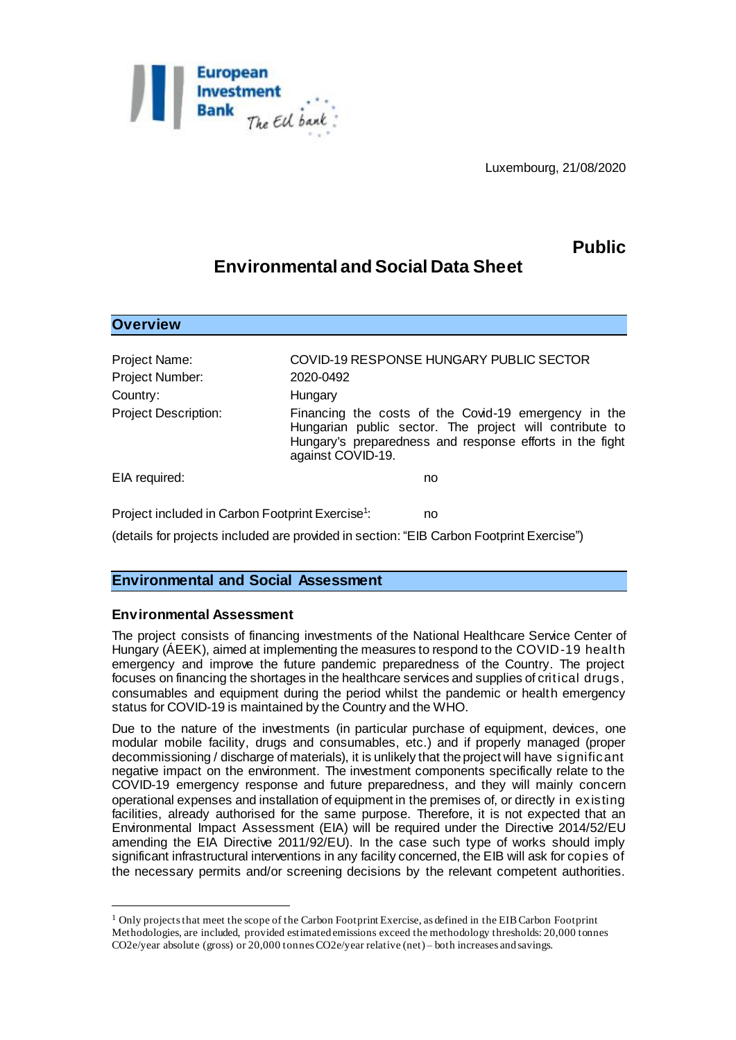Luxembourg, 21/08/2020

**Public**

# Environmental and Social Data Sheet

## Overview

| | |
|---|---|
| Project Name: | COVID-19 RESPONSE HUNGARY PUBLIC SECTOR |
| Project Number: | 2020-0492 |
| Country: | Hungary |
| Project Description: | Financing the costs of the Covid-19 emergency in the Hungarian public sector. The project will contribute to Hungary's preparedness and response efforts in the fight against COVID-19. |
| EIA required: | no |
| Project included in Carbon Footprint Exercise[1]: | no |

(details for projects included are provided in section: "EIB Carbon Footprint Exercise")

## Environmental and Social Assessment

### Environmental Assessment

The project consists of financing investments of the National Healthcare Service Center of Hungary (ÁEEK), aimed at implementing the measures to respond to the COVID-19 health emergency and improve the future pandemic preparedness of the Country. The project focuses on financing the shortages in the healthcare services and supplies of critical drugs, consumables and equipment during the period whilst the pandemic or health emergency status for COVID-19 is maintained by the Country and the WHO.

Due to the nature of the investments (in particular purchase of equipment, devices, one modular mobile facility, drugs and consumables, etc.) and if properly managed (proper decommissioning / discharge of materials), it is unlikely that the project will have significant negative impact on the environment. The investment components specifically relate to the COVID-19 emergency response and future preparedness, and they will mainly concern operational expenses and installation of equipment in the premises of, or directly in existing facilities, already authorised for the same purpose. Therefore, it is not expected that an Environmental Impact Assessment (EIA) will be required under the Directive 2014/52/EU amending the EIA Directive 2011/92/EU). In the case such type of works should imply significant infrastructural interventions in any facility concerned, the EIB will ask for copies of the necessary permits and/or screening decisions by the relevant competent authorities.

[1] Only projects that meet the scope of the Carbon Footprint Exercise, as defined in the EIB Carbon Footprint Methodologies, are included, provided estimated emissions exceed the methodology thresholds: 20,000 tonnes $CO_2e$/year absolute (gross) or 20,000 tonnes $CO_2e$/year relative (net) – both increases and savings.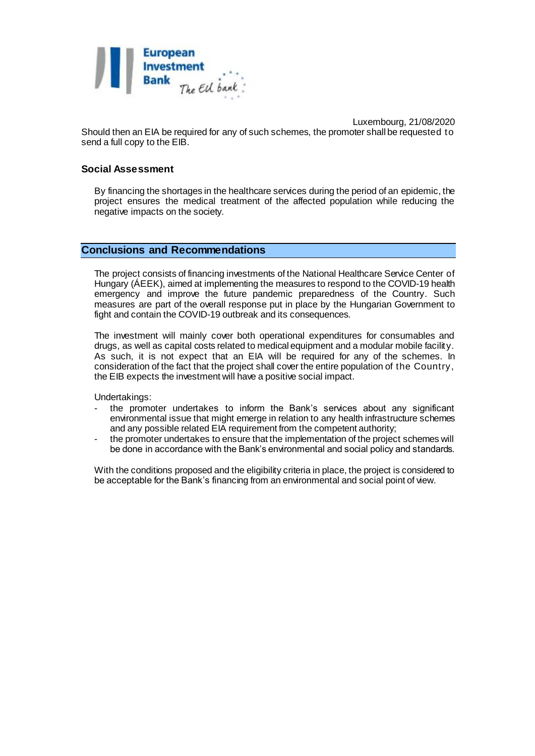Luxembourg, 21/08/2020

Should then an EIA be required for any of such schemes, the promoter shall be requested to send a full copy to the EIB.

### Social Assessment

By financing the shortages in the healthcare services during the period of an epidemic, the project ensures the medical treatment of the affected population while reducing the negative impacts on the society.

## Conclusions and Recommendations

The project consists of financing investments of the National Healthcare Service Center of Hungary (ÁEEK), aimed at implementing the measures to respond to the COVID-19 health emergency and improve the future pandemic preparedness of the Country. Such measures are part of the overall response put in place by the Hungarian Government to fight and contain the COVID-19 outbreak and its consequences.

The investment will mainly cover both operational expenditures for consumables and drugs, as well as capital costs related to medical equipment and a modular mobile facility. As such, it is not expect that an EIA will be required for any of the schemes. In consideration of the fact that the project shall cover the entire population of the Country, the EIB expects the investment will have a positive social impact.

Undertakings:

- the promoter undertakes to inform the Bank's services about any significant environmental issue that might emerge in relation to any health infrastructure schemes and any possible related EIA requirement from the competent authority;
- the promoter undertakes to ensure that the implementation of the project schemes will be done in accordance with the Bank's environmental and social policy and standards.

With the conditions proposed and the eligibility criteria in place, the project is considered to be acceptable for the Bank's financing from an environmental and social point of view.